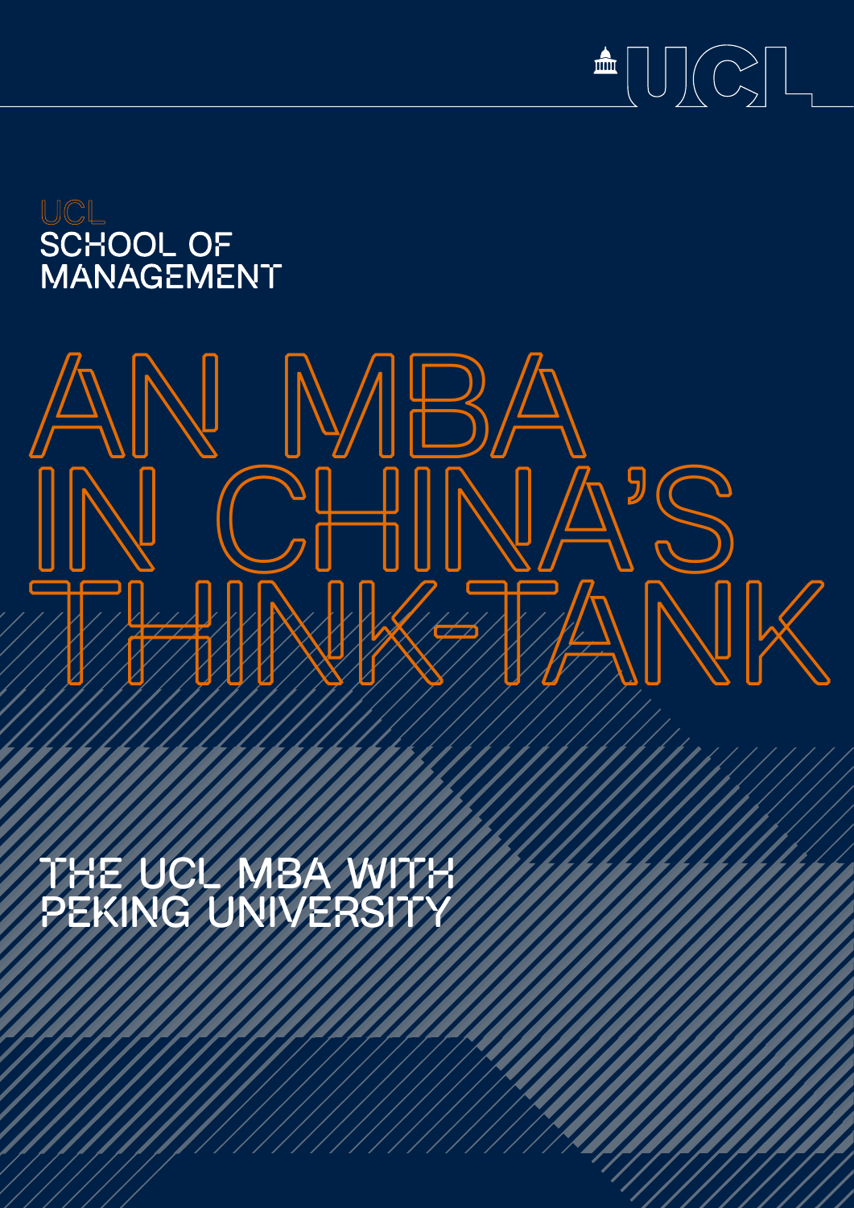UCL

UCL SCHOOL OF MANAGEMENT

# AN MBA IN CHINA'S THINK-TANK

## THE UCL MBA WITH PEKING UNIVERSITY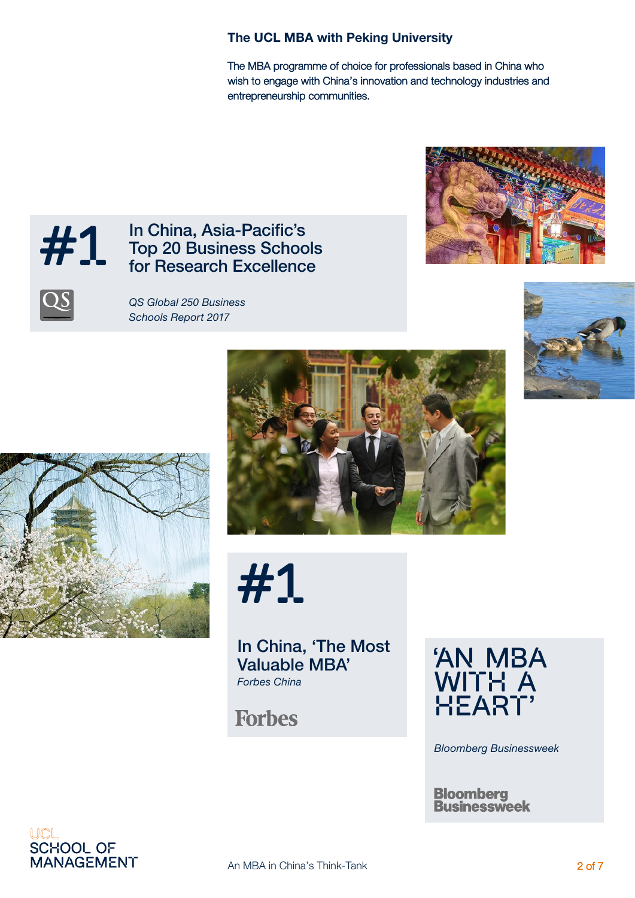### The UCL MBA with Peking University

The MBA programme of choice for professionals based in China who wish to engage with China's innovation and technology industries and entrepreneurship communities.

**#1**

In China, Asia-Pacific's Top 20 Business Schools for Research Excellence

*QS Global 250 Business Schools Report 2017*

**#1**

In China, 'The Most Valuable MBA'

*Forbes China*

'AN MBA WITH A HEART'

*Bloomberg Businessweek*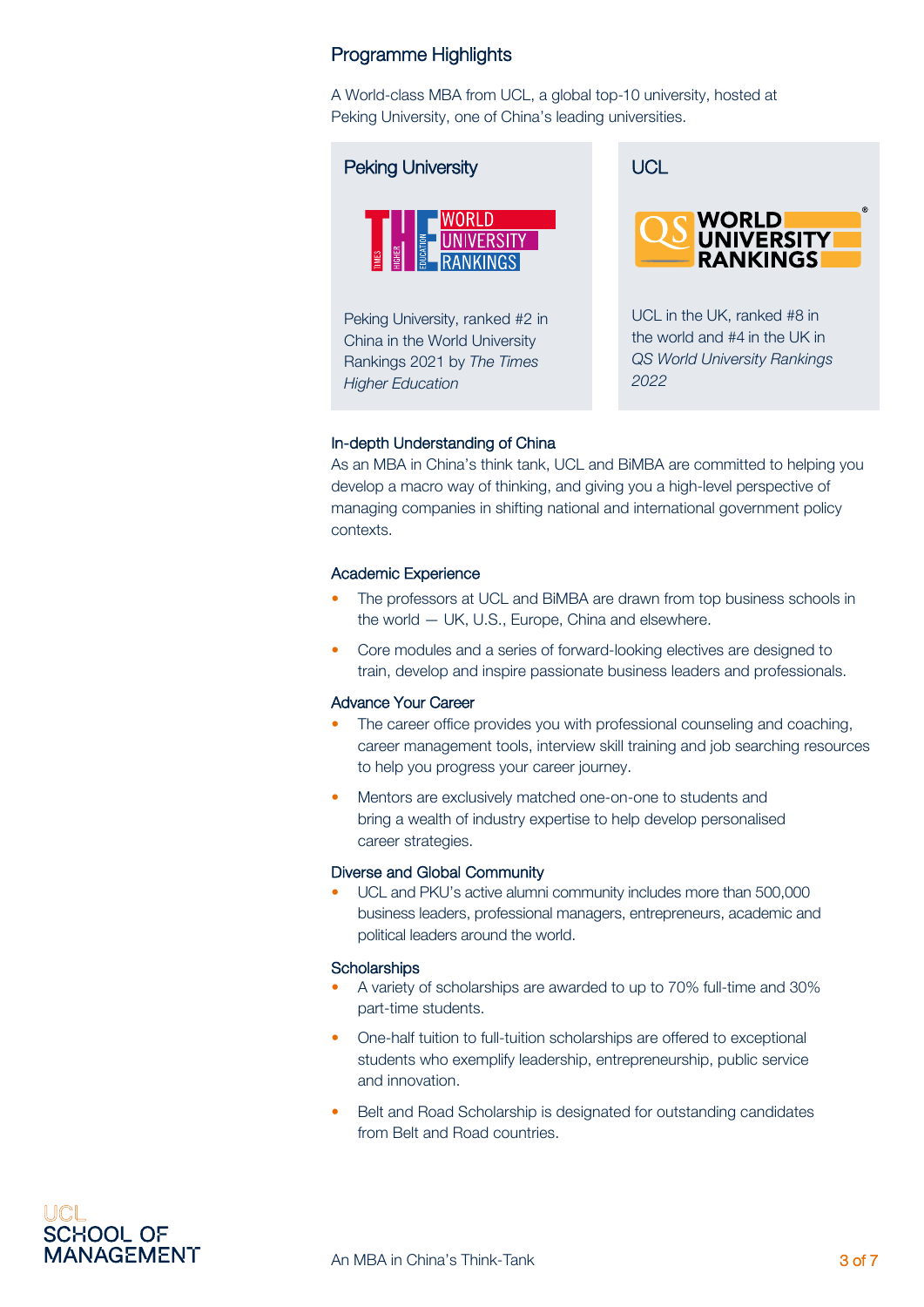## Programme Highlights

A World-class MBA from UCL, a global top-10 university, hosted at Peking University, one of China's leading universities.

### Peking University

THE WORLD UNIVERSITY RANKINGS

Peking University, ranked #2 in China in the World University Rankings 2021 by *The Times Higher Education*

### UCL

QS WORLD UNIVERSITY RANKINGS

UCL in the UK, ranked #8 in the world and #4 in the UK in *QS World University Rankings 2022*

### In-depth Understanding of China

As an MBA in China's think tank, UCL and BiMBA are committed to helping you develop a macro way of thinking, and giving you a high-level perspective of managing companies in shifting national and international government policy contexts.

### Academic Experience

- The professors at UCL and BiMBA are drawn from top business schools in the world — UK, U.S., Europe, China and elsewhere.
- Core modules and a series of forward-looking electives are designed to train, develop and inspire passionate business leaders and professionals.

### Advance Your Career

- The career office provides you with professional counseling and coaching, career management tools, interview skill training and job searching resources to help you progress your career journey.
- Mentors are exclusively matched one-on-one to students and bring a wealth of industry expertise to help develop personalised career strategies.

### Diverse and Global Community

- UCL and PKU's active alumni community includes more than 500,000 business leaders, professional managers, entrepreneurs, academic and political leaders around the world.

### Scholarships

- A variety of scholarships are awarded to up to 70% full-time and 30% part-time students.
- One-half tuition to full-tuition scholarships are offered to exceptional students who exemplify leadership, entrepreneurship, public service and innovation.
- Belt and Road Scholarship is designated for outstanding candidates from Belt and Road countries.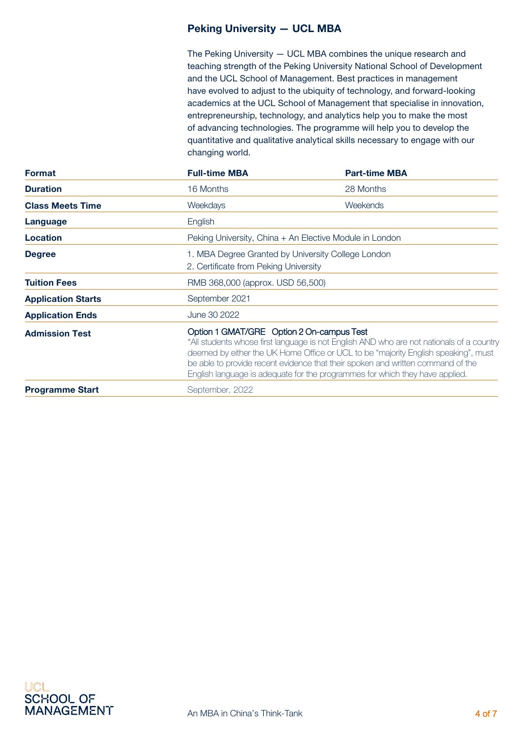## Peking University — UCL MBA

The Peking University — UCL MBA combines the unique research and teaching strength of the Peking University National School of Development and the UCL School of Management. Best practices in management have evolved to adjust to the ubiquity of technology, and forward-looking academics at the UCL School of Management that specialise in innovation, entrepreneurship, technology, and analytics help you to make the most of advancing technologies. The programme will help you to develop the quantitative and qualitative analytical skills necessary to engage with our changing world.

| **Format** | **Full-time MBA** | **Part-time MBA** |
|---|---|---|
| **Duration** | 16 Months | 28 Months |
| **Class Meets Time** | Weekdays | Weekends |
| **Language** | English | |
| **Location** | Peking University, China + An Elective Module in London | |
| **Degree** | 1. MBA Degree Granted by University College London<br>2. Certificate from Peking University | |
| **Tuition Fees** | RMB 368,000 (approx. USD 56,500) | |
| **Application Starts** | September 2021 | |
| **Application Ends** | June 30 2022 | |
| **Admission Test** | Option 1 GMAT/GRE Option 2 On-campus Test<br>*All students whose first language is not English AND who are not nationals of a country deemed by either the UK Home Office or UCL to be "majority English speaking", must be able to provide recent evidence that their spoken and written command of the English language is adequate for the programmes for which they have applied. | |
| **Programme Start** | September, 2022 | |

An MBA in China's Think-Tank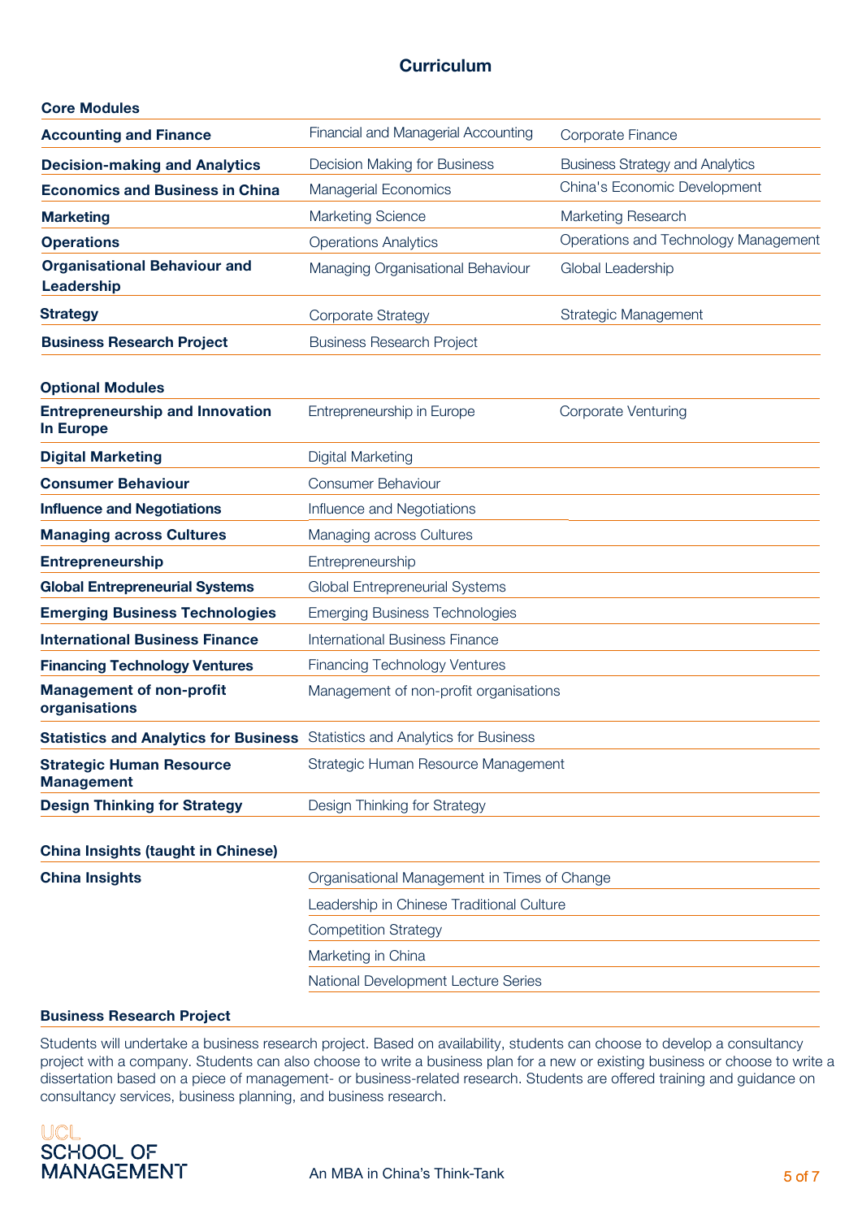## Curriculum

### Core Modules

| Module | | |
|---|---|---|
| **Accounting and Finance** | Financial and Managerial Accounting | Corporate Finance |
| **Decision-making and Analytics** | Decision Making for Business | Business Strategy and Analytics |
| **Economics and Business in China** | Managerial Economics | China's Economic Development |
| **Marketing** | Marketing Science | Marketing Research |
| **Operations** | Operations Analytics | Operations and Technology Management |
| **Organisational Behaviour and Leadership** | Managing Organisational Behaviour | Global Leadership |
| **Strategy** | Corporate Strategy | Strategic Management |
| **Business Research Project** | Business Research Project | |

### Optional Modules

| Module | | |
|---|---|---|
| **Entrepreneurship and Innovation In Europe** | Entrepreneurship in Europe | Corporate Venturing |
| **Digital Marketing** | Digital Marketing | |
| **Consumer Behaviour** | Consumer Behaviour | |
| **Influence and Negotiations** | Influence and Negotiations | |
| **Managing across Cultures** | Managing across Cultures | |
| **Entrepreneurship** | Entrepreneurship | |
| **Global Entrepreneurial Systems** | Global Entrepreneurial Systems | |
| **Emerging Business Technologies** | Emerging Business Technologies | |
| **International Business Finance** | International Business Finance | |
| **Financing Technology Ventures** | Financing Technology Ventures | |
| **Management of non-profit organisations** | Management of non-profit organisations | |
| **Statistics and Analytics for Business** | Statistics and Analytics for Business | |
| **Strategic Human Resource Management** | Strategic Human Resource Management | |
| **Design Thinking for Strategy** | Design Thinking for Strategy | |

### China Insights (taught in Chinese)

| Module | |
|---|---|
| **China Insights** | Organisational Management in Times of Change |
| | Leadership in Chinese Traditional Culture |
| | Competition Strategy |
| | Marketing in China |
| | National Development Lecture Series |

### Business Research Project

Students will undertake a business research project. Based on availability, students can choose to develop a consultancy project with a company. Students can also choose to write a business plan for a new or existing business or choose to write a dissertation based on a piece of management- or business-related research. Students are offered training and guidance on consultancy services, business planning, and business research.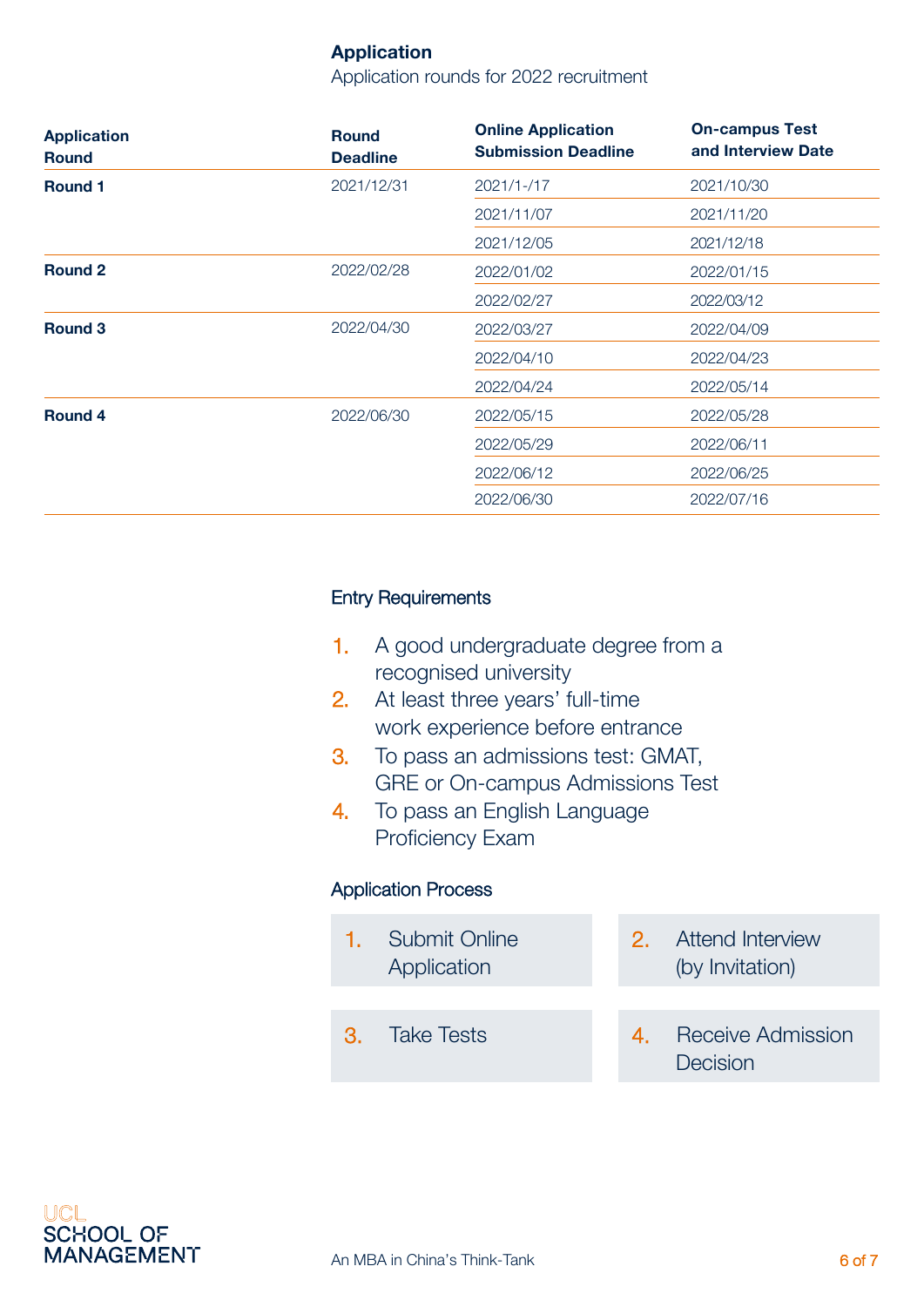## Application

Application rounds for 2022 recruitment

| Application Round | Round Deadline | Online Application Submission Deadline | On-campus Test and Interview Date |
|---|---|---|---|
| **Round 1** | 2021/12/31 | 2021/1-/17 | 2021/10/30 |
| | | 2021/11/07 | 2021/11/20 |
| | | 2021/12/05 | 2021/12/18 |
| **Round 2** | 2022/02/28 | 2022/01/02 | 2022/01/15 |
| | | 2022/02/27 | 2022/03/12 |
| **Round 3** | 2022/04/30 | 2022/03/27 | 2022/04/09 |
| | | 2022/04/10 | 2022/04/23 |
| | | 2022/04/24 | 2022/05/14 |
| **Round 4** | 2022/06/30 | 2022/05/15 | 2022/05/28 |
| | | 2022/05/29 | 2022/06/11 |
| | | 2022/06/12 | 2022/06/25 |
| | | 2022/06/30 | 2022/07/16 |

### Entry Requirements

1. A good undergraduate degree from a recognised university
2. At least three years' full-time work experience before entrance
3. To pass an admissions test: GMAT, GRE or On-campus Admissions Test
4. To pass an English Language Proficiency Exam

### Application Process

1. Submit Online Application
2. Attend Interview (by Invitation)
3. Take Tests
4. Receive Admission Decision

UCL SCHOOL OF MANAGEMENT

An MBA in China's Think-Tank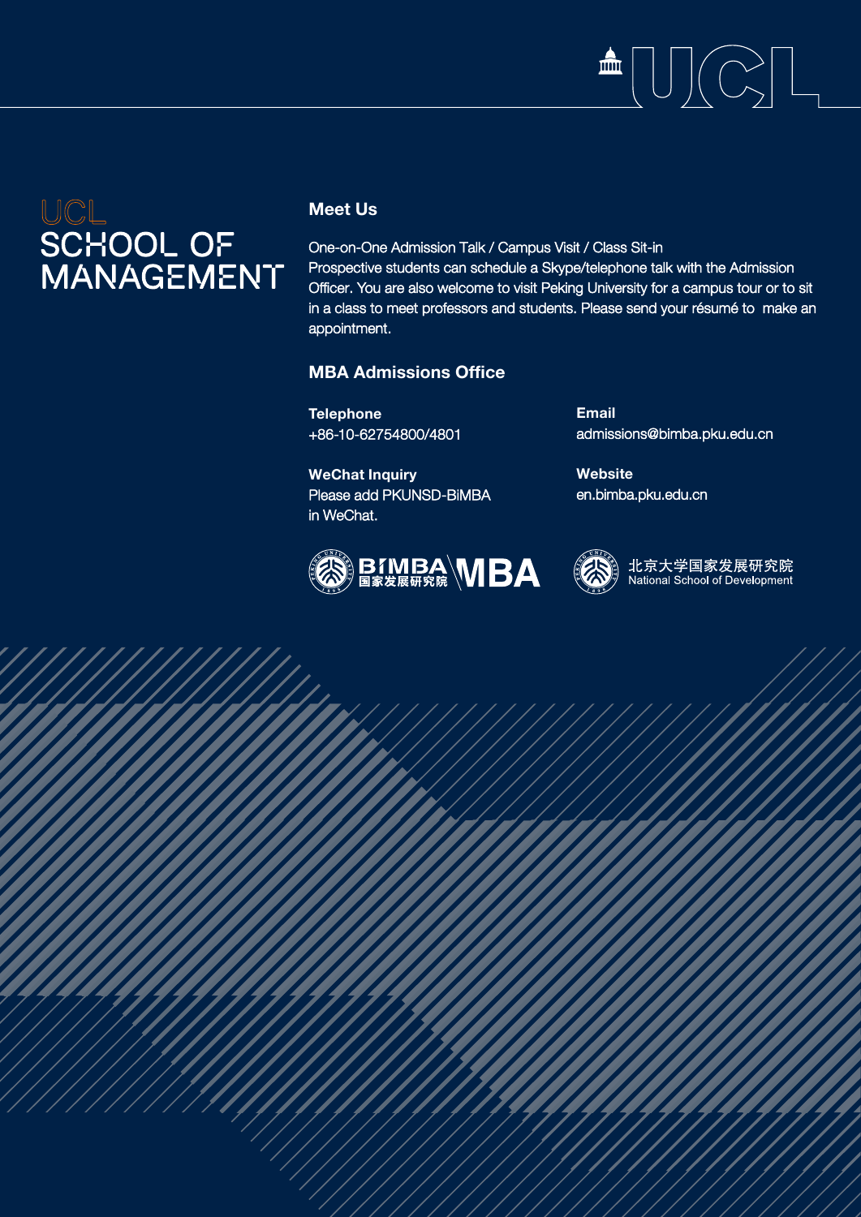UCL
SCHOOL OF
MANAGEMENT

## Meet Us

One-on-One Admission Talk / Campus Visit / Class Sit-in
Prospective students can schedule a Skype/telephone talk with the Admission Officer. You are also welcome to visit Peking University for a campus tour or to sit in a class to meet professors and students. Please send your résumé to make an appointment.

## MBA Admissions Office

**Telephone**
+86-10-62754800/4801

**Email**
admissions@bimba.pku.edu.cn

**WeChat Inquiry**
Please add PKUNSD-BiMBA in WeChat.

**Website**
en.bimba.pku.edu.cn

BiMBA 国家发展研究院 MBA

北京大学国家发展研究院
National School of Development